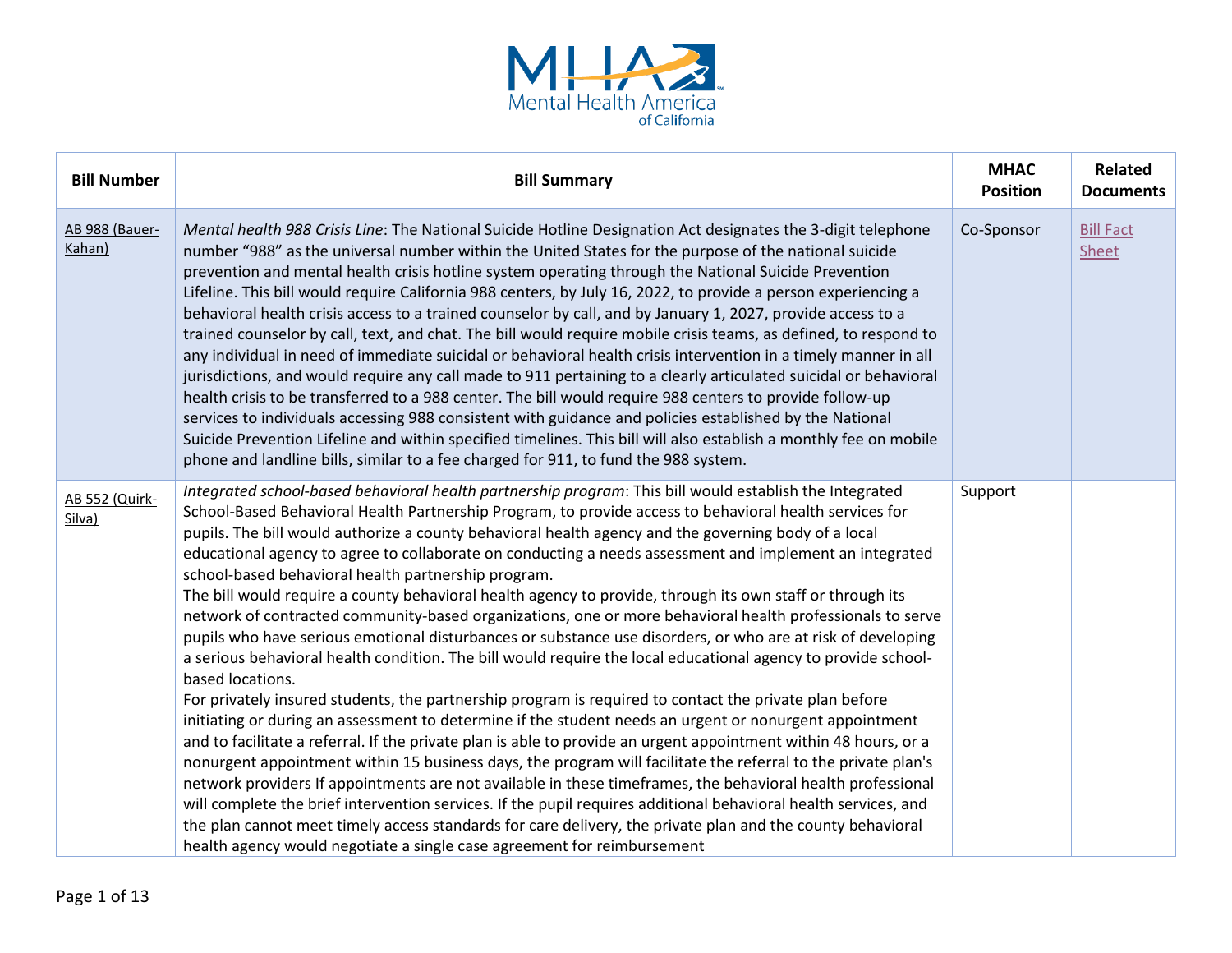| Bill Number | Bill Summary | MHAC Position | Related Documents |
|---|---|---|---|
| AB 988 (Bauer-Kahan) | *Mental health 988 Crisis Line*: The National Suicide Hotline Designation Act designates the 3-digit telephone number "988" as the universal number within the United States for the purpose of the national suicide prevention and mental health crisis hotline system operating through the National Suicide Prevention Lifeline. This bill would require California 988 centers, by July 16, 2022, to provide a person experiencing a behavioral health crisis access to a trained counselor by call, and by January 1, 2027, provide access to a trained counselor by call, text, and chat. The bill would require mobile crisis teams, as defined, to respond to any individual in need of immediate suicidal or behavioral health crisis intervention in a timely manner in all jurisdictions, and would require any call made to 911 pertaining to a clearly articulated suicidal or behavioral health crisis to be transferred to a 988 center. The bill would require 988 centers to provide follow-up services to individuals accessing 988 consistent with guidance and policies established by the National Suicide Prevention Lifeline and within specified timelines. This bill will also establish a monthly fee on mobile phone and landline bills, similar to a fee charged for 911, to fund the 988 system. | Co-Sponsor | Bill Fact Sheet |
| AB 552 (Quirk-Silva) | *Integrated school-based behavioral health partnership program*: This bill would establish the Integrated School-Based Behavioral Health Partnership Program, to provide access to behavioral health services for pupils. The bill would authorize a county behavioral health agency and the governing body of a local educational agency to agree to collaborate on conducting a needs assessment and implement an integrated school-based behavioral health partnership program.<br>The bill would require a county behavioral health agency to provide, through its own staff or through its network of contracted community-based organizations, one or more behavioral health professionals to serve pupils who have serious emotional disturbances or substance use disorders, or who are at risk of developing a serious behavioral health condition. The bill would require the local educational agency to provide school-based locations.<br>For privately insured students, the partnership program is required to contact the private plan before initiating or during an assessment to determine if the student needs an urgent or nonurgent appointment and to facilitate a referral. If the private plan is able to provide an urgent appointment within 48 hours, or a nonurgent appointment within 15 business days, the program will facilitate the referral to the private plan's network providers If appointments are not available in these timeframes, the behavioral health professional will complete the brief intervention services. If the pupil requires additional behavioral health services, and the plan cannot meet timely access standards for care delivery, the private plan and the county behavioral health agency would negotiate a single case agreement for reimbursement | Support | |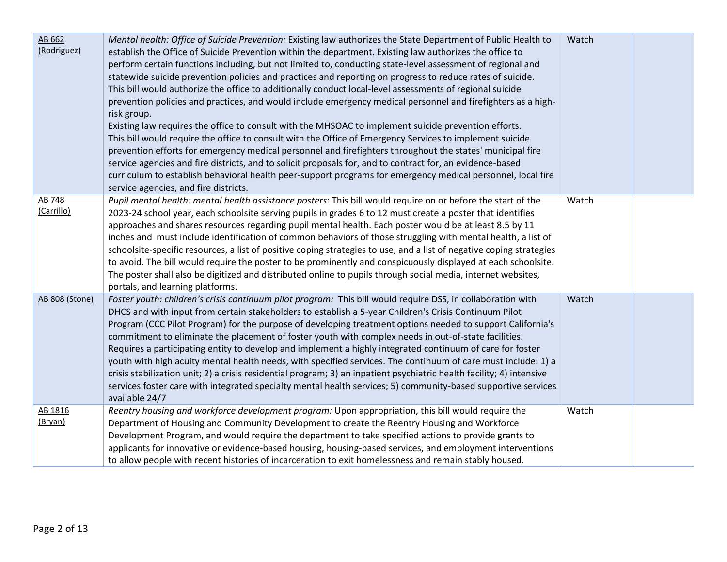| | | | |
|---|---|---|---|
| AB 662 (Rodriguez) | *Mental health: Office of Suicide Prevention:* Existing law authorizes the State Department of Public Health to establish the Office of Suicide Prevention within the department. Existing law authorizes the office to perform certain functions including, but not limited to, conducting state-level assessment of regional and statewide suicide prevention policies and practices and reporting on progress to reduce rates of suicide.<br>This bill would authorize the office to additionally conduct local-level assessments of regional suicide prevention policies and practices, and would include emergency medical personnel and firefighters as a high-risk group.<br>Existing law requires the office to consult with the MHSOAC to implement suicide prevention efforts.<br>This bill would require the office to consult with the Office of Emergency Services to implement suicide prevention efforts for emergency medical personnel and firefighters throughout the states' municipal fire service agencies and fire districts, and to solicit proposals for, and to contract for, an evidence-based curriculum to establish behavioral health peer-support programs for emergency medical personnel, local fire service agencies, and fire districts. | Watch | |
| AB 748 (Carrillo) | *Pupil mental health: mental health assistance posters:* This bill would require on or before the start of the 2023-24 school year, each schoolsite serving pupils in grades 6 to 12 must create a poster that identifies approaches and shares resources regarding pupil mental health. Each poster would be at least 8.5 by 11 inches and must include identification of common behaviors of those struggling with mental health, a list of schoolsite-specific resources, a list of positive coping strategies to use, and a list of negative coping strategies to avoid. The bill would require the poster to be prominently and conspicuously displayed at each schoolsite. The poster shall also be digitized and distributed online to pupils through social media, internet websites, portals, and learning platforms. | Watch | |
| AB 808 (Stone) | *Foster youth: children's crisis continuum pilot program:* This bill would require DSS, in collaboration with DHCS and with input from certain stakeholders to establish a 5-year Children's Crisis Continuum Pilot Program (CCC Pilot Program) for the purpose of developing treatment options needed to support California's commitment to eliminate the placement of foster youth with complex needs in out-of-state facilities. Requires a participating entity to develop and implement a highly integrated continuum of care for foster youth with high acuity mental health needs, with specified services. The continuum of care must include: 1) a crisis stabilization unit; 2) a crisis residential program; 3) an inpatient psychiatric health facility; 4) intensive services foster care with integrated specialty mental health services; 5) community-based supportive services available 24/7 | Watch | |
| AB 1816 (Bryan) | *Reentry housing and workforce development program:* Upon appropriation, this bill would require the Department of Housing and Community Development to create the Reentry Housing and Workforce Development Program, and would require the department to take specified actions to provide grants to applicants for innovative or evidence-based housing, housing-based services, and employment interventions to allow people with recent histories of incarceration to exit homelessness and remain stably housed. | Watch | |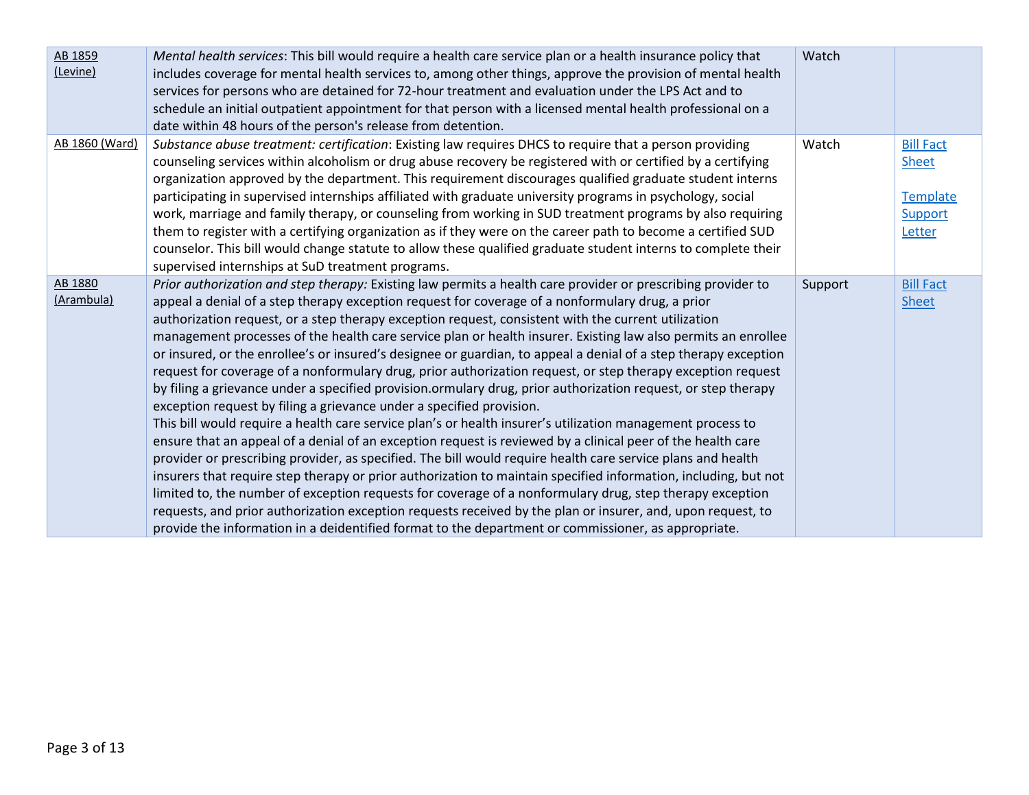| | | | |
|---|---|---|---|
| AB 1859 (Levine) | *Mental health services*: This bill would require a health care service plan or a health insurance policy that includes coverage for mental health services to, among other things, approve the provision of mental health services for persons who are detained for 72-hour treatment and evaluation under the LPS Act and to schedule an initial outpatient appointment for that person with a licensed mental health professional on a date within 48 hours of the person's release from detention. | Watch | |
| AB 1860 (Ward) | *Substance abuse treatment: certification*: Existing law requires DHCS to require that a person providing counseling services within alcoholism or drug abuse recovery be registered with or certified by a certifying organization approved by the department. This requirement discourages qualified graduate student interns participating in supervised internships affiliated with graduate university programs in psychology, social work, marriage and family therapy, or counseling from working in SUD treatment programs by also requiring them to register with a certifying organization as if they were on the career path to become a certified SUD counselor. This bill would change statute to allow these qualified graduate student interns to complete their supervised internships at SuD treatment programs. | Watch | Bill Fact Sheet<br><br>Template Support Letter |
| AB 1880 (Arambula) | *Prior authorization and step therapy:* Existing law permits a health care provider or prescribing provider to appeal a denial of a step therapy exception request for coverage of a nonformulary drug, a prior authorization request, or a step therapy exception request, consistent with the current utilization management processes of the health care service plan or health insurer. Existing law also permits an enrollee or insured, or the enrollee's or insured's designee or guardian, to appeal a denial of a step therapy exception request for coverage of a nonformulary drug, prior authorization request, or step therapy exception request by filing a grievance under a specified provision.ormulary drug, prior authorization request, or step therapy exception request by filing a grievance under a specified provision.<br>This bill would require a health care service plan's or health insurer's utilization management process to ensure that an appeal of a denial of an exception request is reviewed by a clinical peer of the health care provider or prescribing provider, as specified. The bill would require health care service plans and health insurers that require step therapy or prior authorization to maintain specified information, including, but not limited to, the number of exception requests for coverage of a nonformulary drug, step therapy exception requests, and prior authorization exception requests received by the plan or insurer, and, upon request, to provide the information in a deidentified format to the department or commissioner, as appropriate. | Support | Bill Fact Sheet |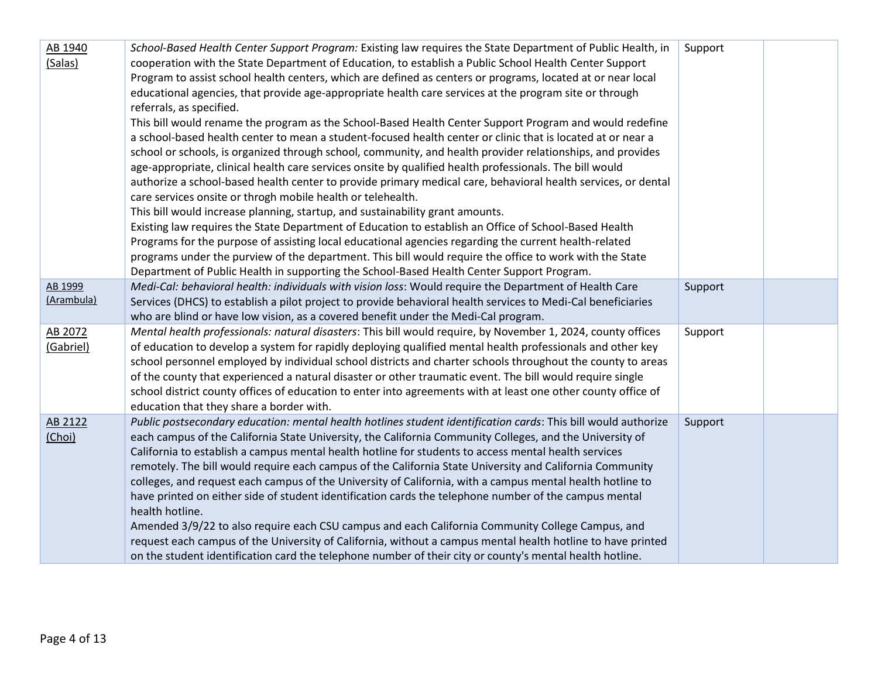| | | | |
|---|---|---|---|
| AB 1940 (Salas) | *School-Based Health Center Support Program:* Existing law requires the State Department of Public Health, in cooperation with the State Department of Education, to establish a Public School Health Center Support Program to assist school health centers, which are defined as centers or programs, located at or near local educational agencies, that provide age-appropriate health care services at the program site or through referrals, as specified.<br>This bill would rename the program as the School-Based Health Center Support Program and would redefine a school-based health center to mean a student-focused health center or clinic that is located at or near a school or schools, is organized through school, community, and health provider relationships, and provides age-appropriate, clinical health care services onsite by qualified health professionals. The bill would authorize a school-based health center to provide primary medical care, behavioral health services, or dental care services onsite or throgh mobile health or telehealth.<br>This bill would increase planning, startup, and sustainability grant amounts.<br>Existing law requires the State Department of Education to establish an Office of School-Based Health Programs for the purpose of assisting local educational agencies regarding the current health-related programs under the purview of the department. This bill would require the office to work with the State Department of Public Health in supporting the School-Based Health Center Support Program. | Support | |
| AB 1999 (Arambula) | *Medi-Cal: behavioral health: individuals with vision loss*: Would require the Department of Health Care Services (DHCS) to establish a pilot project to provide behavioral health services to Medi-Cal beneficiaries who are blind or have low vision, as a covered benefit under the Medi-Cal program. | Support | |
| AB 2072 (Gabriel) | *Mental health professionals: natural disasters*: This bill would require, by November 1, 2024, county offices of education to develop a system for rapidly deploying qualified mental health professionals and other key school personnel employed by individual school districts and charter schools throughout the county to areas of the county that experienced a natural disaster or other traumatic event. The bill would require single school district county offices of education to enter into agreements with at least one other county office of education that they share a border with. | Support | |
| AB 2122 (Choi) | *Public postsecondary education: mental health hotlines student identification cards*: This bill would authorize each campus of the California State University, the California Community Colleges, and the University of California to establish a campus mental health hotline for students to access mental health services remotely. The bill would require each campus of the California State University and California Community colleges, and request each campus of the University of California, with a campus mental health hotline to have printed on either side of student identification cards the telephone number of the campus mental health hotline.<br>Amended 3/9/22 to also require each CSU campus and each California Community College Campus, and request each campus of the University of California, without a campus mental health hotline to have printed on the student identification card the telephone number of their city or county's mental health hotline. | Support | |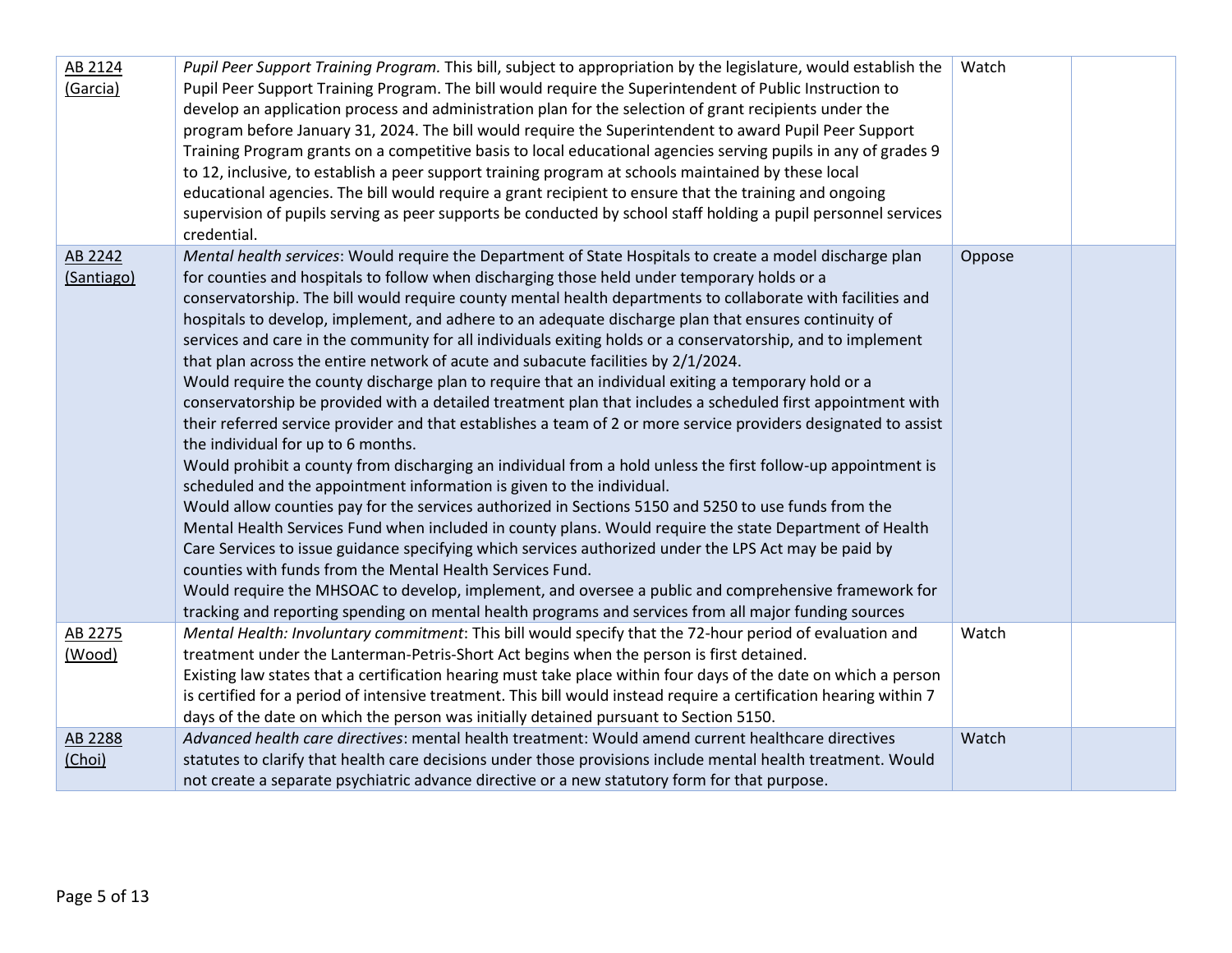| AB 2124 (Garcia) | *Pupil Peer Support Training Program.* This bill, subject to appropriation by the legislature, would establish the Pupil Peer Support Training Program. The bill would require the Superintendent of Public Instruction to develop an application process and administration plan for the selection of grant recipients under the program before January 31, 2024. The bill would require the Superintendent to award Pupil Peer Support Training Program grants on a competitive basis to local educational agencies serving pupils in any of grades 9 to 12, inclusive, to establish a peer support training program at schools maintained by these local educational agencies. The bill would require a grant recipient to ensure that the training and ongoing supervision of pupils serving as peer supports be conducted by school staff holding a pupil personnel services credential. | Watch | |
|---|---|---|---|
| AB 2242 (Santiago) | *Mental health services*: Would require the Department of State Hospitals to create a model discharge plan for counties and hospitals to follow when discharging those held under temporary holds or a conservatorship. The bill would require county mental health departments to collaborate with facilities and hospitals to develop, implement, and adhere to an adequate discharge plan that ensures continuity of services and care in the community for all individuals exiting holds or a conservatorship, and to implement that plan across the entire network of acute and subacute facilities by 2/1/2024.<br>Would require the county discharge plan to require that an individual exiting a temporary hold or a conservatorship be provided with a detailed treatment plan that includes a scheduled first appointment with their referred service provider and that establishes a team of 2 or more service providers designated to assist the individual for up to 6 months.<br>Would prohibit a county from discharging an individual from a hold unless the first follow-up appointment is scheduled and the appointment information is given to the individual.<br>Would allow counties pay for the services authorized in Sections 5150 and 5250 to use funds from the Mental Health Services Fund when included in county plans. Would require the state Department of Health Care Services to issue guidance specifying which services authorized under the LPS Act may be paid by counties with funds from the Mental Health Services Fund.<br>Would require the MHSOAC to develop, implement, and oversee a public and comprehensive framework for tracking and reporting spending on mental health programs and services from all major funding sources | Oppose | |
| AB 2275 (Wood) | *Mental Health: Involuntary commitment*: This bill would specify that the 72-hour period of evaluation and treatment under the Lanterman-Petris-Short Act begins when the person is first detained.<br>Existing law states that a certification hearing must take place within four days of the date on which a person is certified for a period of intensive treatment. This bill would instead require a certification hearing within 7 days of the date on which the person was initially detained pursuant to Section 5150. | Watch | |
| AB 2288 (Choi) | *Advanced health care directives*: mental health treatment: Would amend current healthcare directives statutes to clarify that health care decisions under those provisions include mental health treatment. Would not create a separate psychiatric advance directive or a new statutory form for that purpose. | Watch | |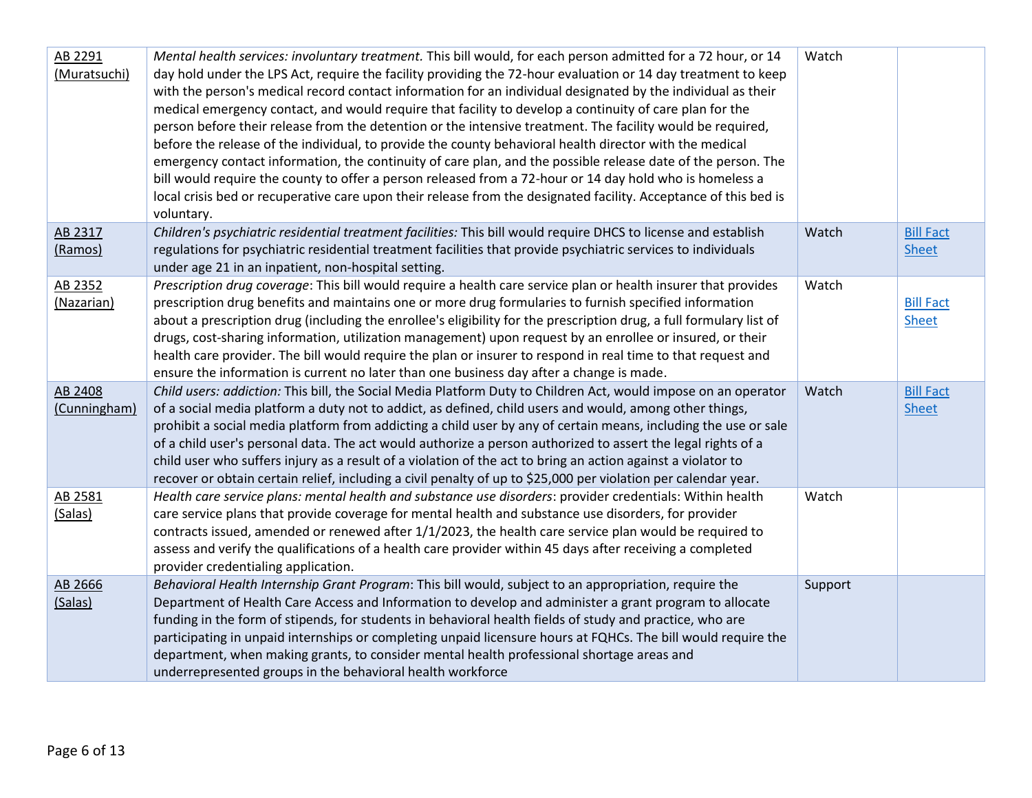| | | | |
|---|---|---|---|
| AB 2291 (Muratsuchi) | *Mental health services: involuntary treatment.* This bill would, for each person admitted for a 72 hour, or 14 day hold under the LPS Act, require the facility providing the 72-hour evaluation or 14 day treatment to keep with the person's medical record contact information for an individual designated by the individual as their medical emergency contact, and would require that facility to develop a continuity of care plan for the person before their release from the detention or the intensive treatment. The facility would be required, before the release of the individual, to provide the county behavioral health director with the medical emergency contact information, the continuity of care plan, and the possible release date of the person. The bill would require the county to offer a person released from a 72-hour or 14 day hold who is homeless a local crisis bed or recuperative care upon their release from the designated facility. Acceptance of this bed is voluntary. | Watch | |
| AB 2317 (Ramos) | *Children's psychiatric residential treatment facilities:* This bill would require DHCS to license and establish regulations for psychiatric residential treatment facilities that provide psychiatric services to individuals under age 21 in an inpatient, non-hospital setting. | Watch | Bill Fact Sheet |
| AB 2352 (Nazarian) | *Prescription drug coverage*: This bill would require a health care service plan or health insurer that provides prescription drug benefits and maintains one or more drug formularies to furnish specified information about a prescription drug (including the enrollee's eligibility for the prescription drug, a full formulary list of drugs, cost-sharing information, utilization management) upon request by an enrollee or insured, or their health care provider. The bill would require the plan or insurer to respond in real time to that request and ensure the information is current no later than one business day after a change is made. | Watch | Bill Fact Sheet |
| AB 2408 (Cunningham) | *Child users: addiction:* This bill, the Social Media Platform Duty to Children Act, would impose on an operator of a social media platform a duty not to addict, as defined, child users and would, among other things, prohibit a social media platform from addicting a child user by any of certain means, including the use or sale of a child user's personal data. The act would authorize a person authorized to assert the legal rights of a child user who suffers injury as a result of a violation of the act to bring an action against a violator to recover or obtain certain relief, including a civil penalty of up to $25,000 per violation per calendar year. | Watch | Bill Fact Sheet |
| AB 2581 (Salas) | *Health care service plans: mental health and substance use disorders*: provider credentials: Within health care service plans that provide coverage for mental health and substance use disorders, for provider contracts issued, amended or renewed after 1/1/2023, the health care service plan would be required to assess and verify the qualifications of a health care provider within 45 days after receiving a completed provider credentialing application. | Watch | |
| AB 2666 (Salas) | *Behavioral Health Internship Grant Program*: This bill would, subject to an appropriation, require the Department of Health Care Access and Information to develop and administer a grant program to allocate funding in the form of stipends, for students in behavioral health fields of study and practice, who are participating in unpaid internships or completing unpaid licensure hours at FQHCs. The bill would require the department, when making grants, to consider mental health professional shortage areas and underrepresented groups in the behavioral health workforce | Support | |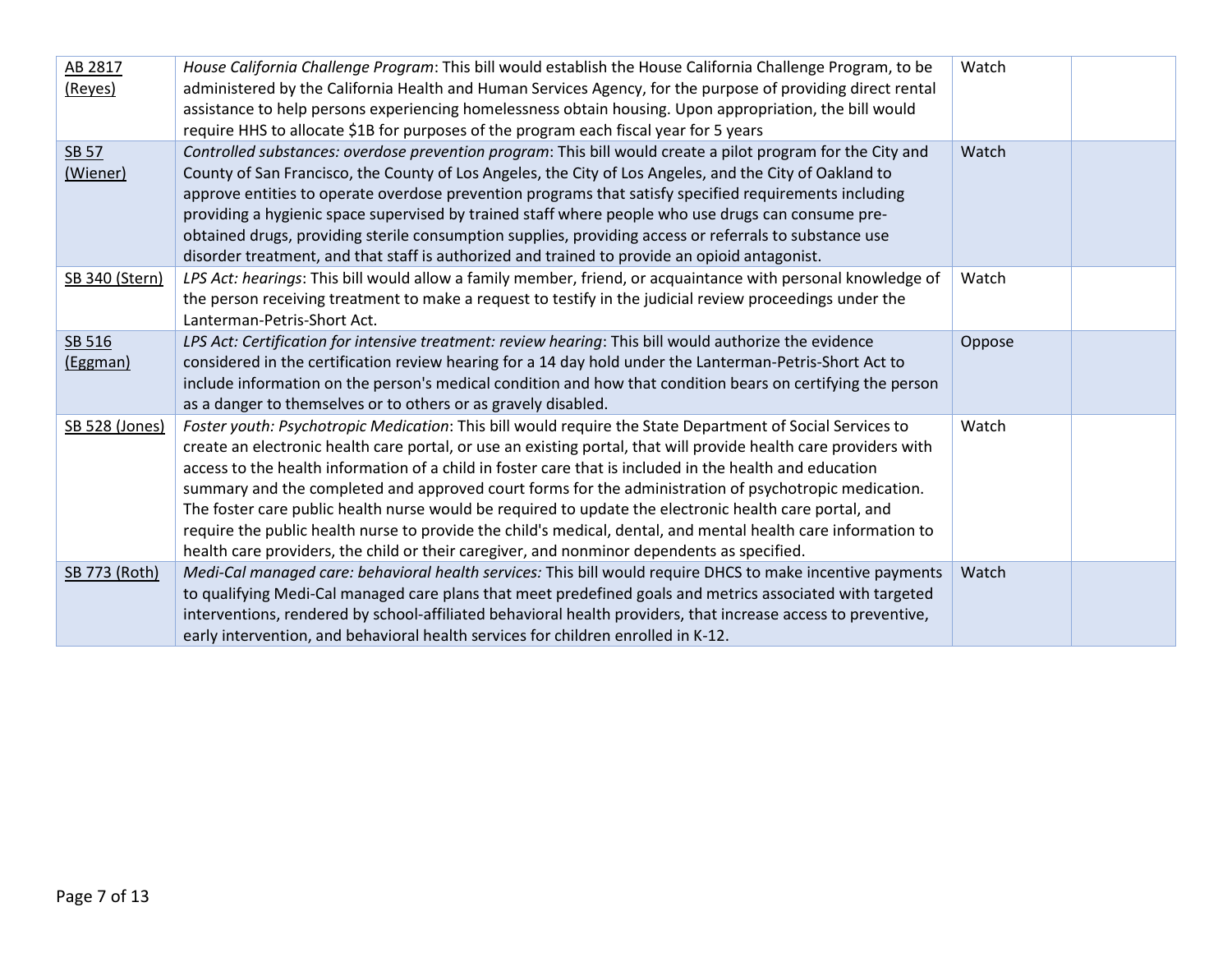| | | | |
|---|---|---|---|
| AB 2817 (Reyes) | *House California Challenge Program*: This bill would establish the House California Challenge Program, to be administered by the California Health and Human Services Agency, for the purpose of providing direct rental assistance to help persons experiencing homelessness obtain housing. Upon appropriation, the bill would require HHS to allocate $1B for purposes of the program each fiscal year for 5 years | Watch | |
| SB 57 (Wiener) | *Controlled substances: overdose prevention program*: This bill would create a pilot program for the City and County of San Francisco, the County of Los Angeles, the City of Los Angeles, and the City of Oakland to approve entities to operate overdose prevention programs that satisfy specified requirements including providing a hygienic space supervised by trained staff where people who use drugs can consume pre-obtained drugs, providing sterile consumption supplies, providing access or referrals to substance use disorder treatment, and that staff is authorized and trained to provide an opioid antagonist. | Watch | |
| SB 340 (Stern) | *LPS Act: hearings*: This bill would allow a family member, friend, or acquaintance with personal knowledge of the person receiving treatment to make a request to testify in the judicial review proceedings under the Lanterman-Petris-Short Act. | Watch | |
| SB 516 (Eggman) | *LPS Act: Certification for intensive treatment: review hearing*: This bill would authorize the evidence considered in the certification review hearing for a 14 day hold under the Lanterman-Petris-Short Act to include information on the person's medical condition and how that condition bears on certifying the person as a danger to themselves or to others or as gravely disabled. | Oppose | |
| SB 528 (Jones) | *Foster youth: Psychotropic Medication*: This bill would require the State Department of Social Services to create an electronic health care portal, or use an existing portal, that will provide health care providers with access to the health information of a child in foster care that is included in the health and education summary and the completed and approved court forms for the administration of psychotropic medication. The foster care public health nurse would be required to update the electronic health care portal, and require the public health nurse to provide the child's medical, dental, and mental health care information to health care providers, the child or their caregiver, and nonminor dependents as specified. | Watch | |
| SB 773 (Roth) | *Medi-Cal managed care: behavioral health services:* This bill would require DHCS to make incentive payments to qualifying Medi-Cal managed care plans that meet predefined goals and metrics associated with targeted interventions, rendered by school-affiliated behavioral health providers, that increase access to preventive, early intervention, and behavioral health services for children enrolled in K-12. | Watch | |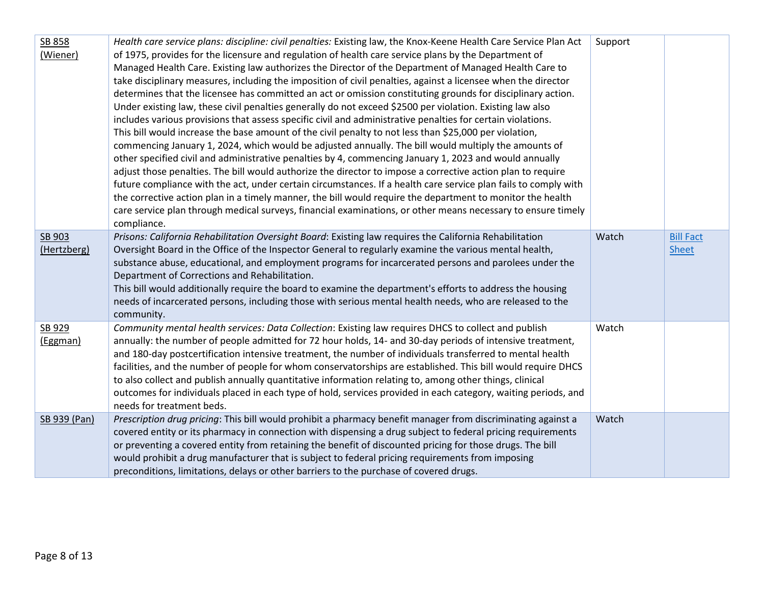| | | | |
|---|---|---|---|
| SB 858 (Wiener) | *Health care service plans: discipline: civil penalties:* Existing law, the Knox-Keene Health Care Service Plan Act of 1975, provides for the licensure and regulation of health care service plans by the Department of Managed Health Care. Existing law authorizes the Director of the Department of Managed Health Care to take disciplinary measures, including the imposition of civil penalties, against a licensee when the director determines that the licensee has committed an act or omission constituting grounds for disciplinary action. Under existing law, these civil penalties generally do not exceed $2500 per violation. Existing law also includes various provisions that assess specific civil and administrative penalties for certain violations.<br>This bill would increase the base amount of the civil penalty to not less than $25,000 per violation, commencing January 1, 2024, which would be adjusted annually. The bill would multiply the amounts of other specified civil and administrative penalties by 4, commencing January 1, 2023 and would annually adjust those penalties. The bill would authorize the director to impose a corrective action plan to require future compliance with the act, under certain circumstances. If a health care service plan fails to comply with the corrective action plan in a timely manner, the bill would require the department to monitor the health care service plan through medical surveys, financial examinations, or other means necessary to ensure timely compliance. | Support | |
| SB 903 (Hertzberg) | *Prisons: California Rehabilitation Oversight Board*: Existing law requires the California Rehabilitation Oversight Board in the Office of the Inspector General to regularly examine the various mental health, substance abuse, educational, and employment programs for incarcerated persons and parolees under the Department of Corrections and Rehabilitation.<br>This bill would additionally require the board to examine the department's efforts to address the housing needs of incarcerated persons, including those with serious mental health needs, who are released to the community. | Watch | Bill Fact Sheet |
| SB 929 (Eggman) | *Community mental health services: Data Collection*: Existing law requires DHCS to collect and publish annually: the number of people admitted for 72 hour holds, 14- and 30-day periods of intensive treatment, and 180-day postcertification intensive treatment, the number of individuals transferred to mental health facilities, and the number of people for whom conservatorships are established. This bill would require DHCS to also collect and publish annually quantitative information relating to, among other things, clinical outcomes for individuals placed in each type of hold, services provided in each category, waiting periods, and needs for treatment beds. | Watch | |
| SB 939 (Pan) | *Prescription drug pricing*: This bill would prohibit a pharmacy benefit manager from discriminating against a covered entity or its pharmacy in connection with dispensing a drug subject to federal pricing requirements or preventing a covered entity from retaining the benefit of discounted pricing for those drugs. The bill would prohibit a drug manufacturer that is subject to federal pricing requirements from imposing preconditions, limitations, delays or other barriers to the purchase of covered drugs. | Watch | |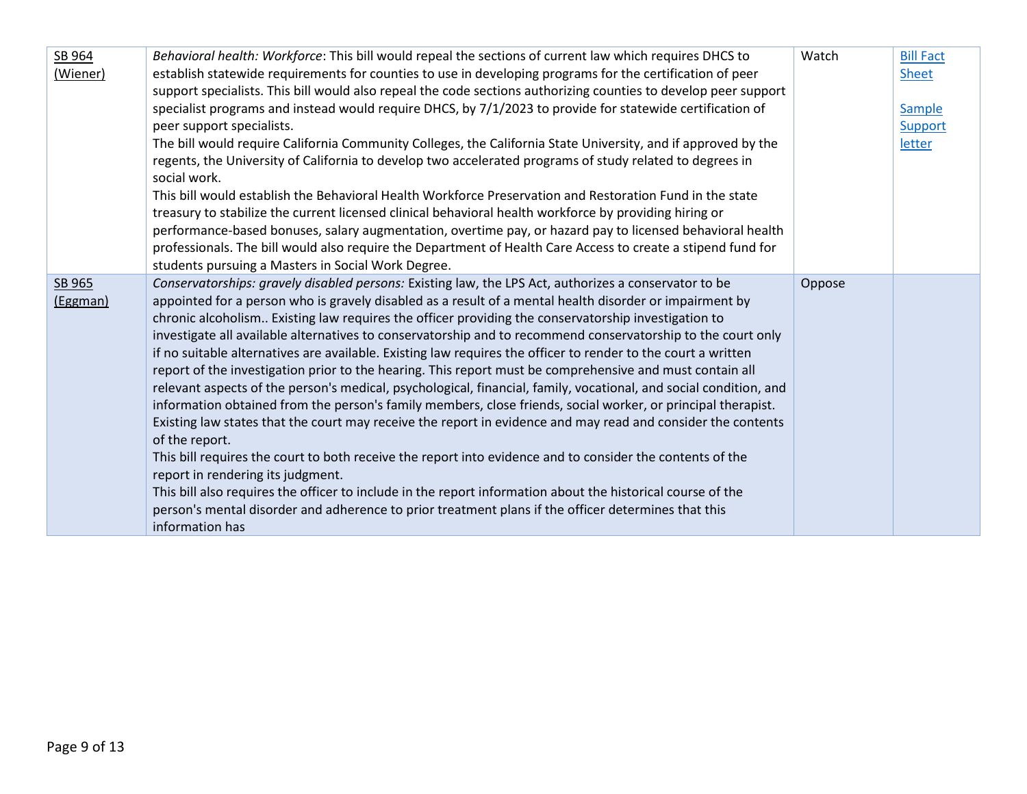| | | | |
|---|---|---|---|
| SB 964 (Wiener) | *Behavioral health: Workforce*: This bill would repeal the sections of current law which requires DHCS to establish statewide requirements for counties to use in developing programs for the certification of peer support specialists. This bill would also repeal the code sections authorizing counties to develop peer support specialist programs and instead would require DHCS, by 7/1/2023 to provide for statewide certification of peer support specialists.<br>The bill would require California Community Colleges, the California State University, and if approved by the regents, the University of California to develop two accelerated programs of study related to degrees in social work.<br>This bill would establish the Behavioral Health Workforce Preservation and Restoration Fund in the state treasury to stabilize the current licensed clinical behavioral health workforce by providing hiring or performance-based bonuses, salary augmentation, overtime pay, or hazard pay to licensed behavioral health professionals. The bill would also require the Department of Health Care Access to create a stipend fund for students pursuing a Masters in Social Work Degree. | Watch | Bill Fact Sheet<br><br>Sample Support letter |
| SB 965 (Eggman) | *Conservatorships: gravely disabled persons:* Existing law, the LPS Act, authorizes a conservator to be appointed for a person who is gravely disabled as a result of a mental health disorder or impairment by chronic alcoholism.. Existing law requires the officer providing the conservatorship investigation to investigate all available alternatives to conservatorship and to recommend conservatorship to the court only if no suitable alternatives are available. Existing law requires the officer to render to the court a written report of the investigation prior to the hearing. This report must be comprehensive and must contain all relevant aspects of the person's medical, psychological, financial, family, vocational, and social condition, and information obtained from the person's family members, close friends, social worker, or principal therapist. Existing law states that the court may receive the report in evidence and may read and consider the contents of the report.<br>This bill requires the court to both receive the report into evidence and to consider the contents of the report in rendering its judgment.<br>This bill also requires the officer to include in the report information about the historical course of the person's mental disorder and adherence to prior treatment plans if the officer determines that this information has | Oppose | |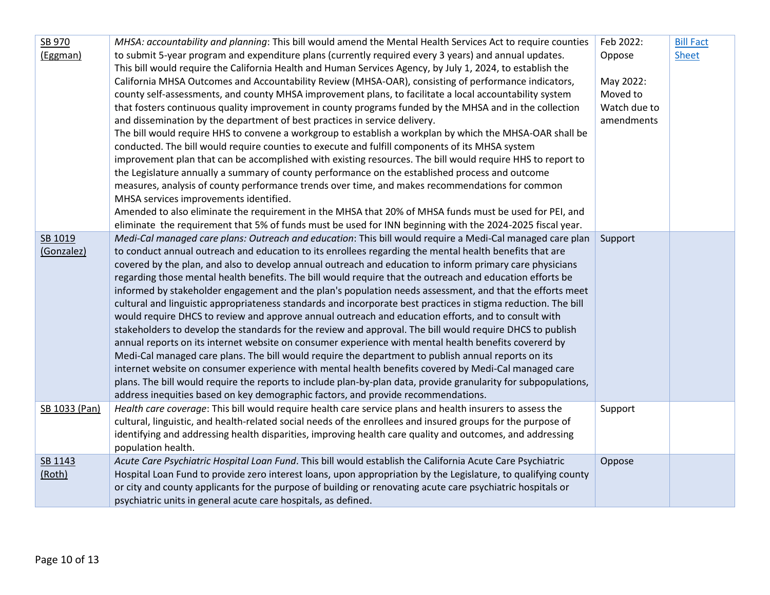| | | | |
|---|---|---|---|
| SB 970 (Eggman) | *MHSA: accountability and planning*: This bill would amend the Mental Health Services Act to require counties to submit 5-year program and expenditure plans (currently required every 3 years) and annual updates.<br>This bill would require the California Health and Human Services Agency, by July 1, 2024, to establish the California MHSA Outcomes and Accountability Review (MHSA-OAR), consisting of performance indicators, county self-assessments, and county MHSA improvement plans, to facilitate a local accountability system that fosters continuous quality improvement in county programs funded by the MHSA and in the collection and dissemination by the department of best practices in service delivery.<br>The bill would require HHS to convene a workgroup to establish a workplan by which the MHSA-OAR shall be conducted. The bill would require counties to execute and fulfill components of its MHSA system improvement plan that can be accomplished with existing resources. The bill would require HHS to report to the Legislature annually a summary of county performance on the established process and outcome measures, analysis of county performance trends over time, and makes recommendations for common MHSA services improvements identified.<br>Amended to also eliminate the requirement in the MHSA that 20% of MHSA funds must be used for PEI, and eliminate the requirement that 5% of funds must be used for INN beginning with the 2024-2025 fiscal year. | Feb 2022: Oppose<br><br>May 2022: Moved to Watch due to amendments | Bill Fact Sheet |
| SB 1019 (Gonzalez) | *Medi-Cal managed care plans: Outreach and education*: This bill would require a Medi-Cal managed care plan to conduct annual outreach and education to its enrollees regarding the mental health benefits that are covered by the plan, and also to develop annual outreach and education to inform primary care physicians regarding those mental health benefits. The bill would require that the outreach and education efforts be informed by stakeholder engagement and the plan's population needs assessment, and that the efforts meet cultural and linguistic appropriateness standards and incorporate best practices in stigma reduction. The bill would require DHCS to review and approve annual outreach and education efforts, and to consult with stakeholders to develop the standards for the review and approval. The bill would require DHCS to publish annual reports on its internet website on consumer experience with mental health benefits covererd by Medi-Cal managed care plans. The bill would require the department to publish annual reports on its internet website on consumer experience with mental health benefits covered by Medi-Cal managed care plans. The bill would require the reports to include plan-by-plan data, provide granularity for subpopulations, address inequities based on key demographic factors, and provide recommendations. | Support | |
| SB 1033 (Pan) | *Health care coverage*: This bill would require health care service plans and health insurers to assess the cultural, linguistic, and health-related social needs of the enrollees and insured groups for the purpose of identifying and addressing health disparities, improving health care quality and outcomes, and addressing population health. | Support | |
| SB 1143 (Roth) | *Acute Care Psychiatric Hospital Loan Fund*. This bill would establish the California Acute Care Psychiatric Hospital Loan Fund to provide zero interest loans, upon appropriation by the Legislature, to qualifying county or city and county applicants for the purpose of building or renovating acute care psychiatric hospitals or psychiatric units in general acute care hospitals, as defined. | Oppose | |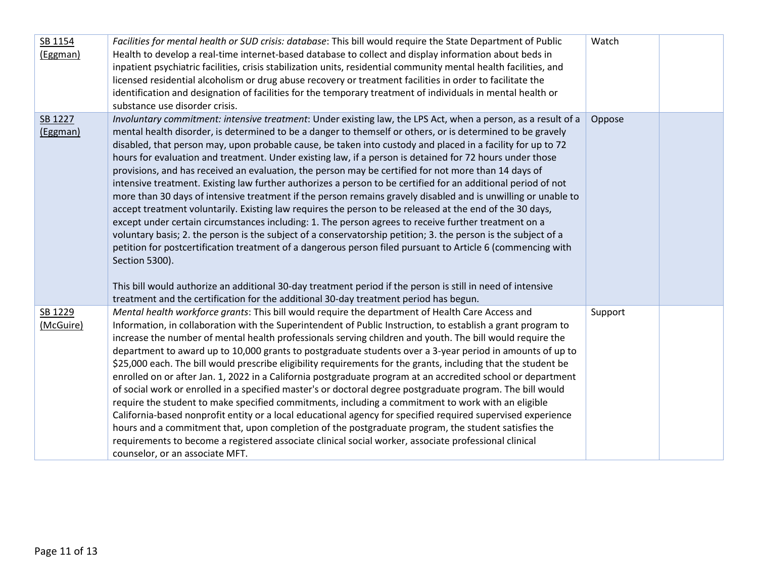| | | | |
|---|---|---|---|
| SB 1154 (Eggman) | *Facilities for mental health or SUD crisis: database*: This bill would require the State Department of Public Health to develop a real-time internet-based database to collect and display information about beds in inpatient psychiatric facilities, crisis stabilization units, residential community mental health facilities, and licensed residential alcoholism or drug abuse recovery or treatment facilities in order to facilitate the identification and designation of facilities for the temporary treatment of individuals in mental health or substance use disorder crisis. | Watch | |
| SB 1227 (Eggman) | *Involuntary commitment: intensive treatment*: Under existing law, the LPS Act, when a person, as a result of a mental health disorder, is determined to be a danger to themself or others, or is determined to be gravely disabled, that person may, upon probable cause, be taken into custody and placed in a facility for up to 72 hours for evaluation and treatment. Under existing law, if a person is detained for 72 hours under those provisions, and has received an evaluation, the person may be certified for not more than 14 days of intensive treatment. Existing law further authorizes a person to be certified for an additional period of not more than 30 days of intensive treatment if the person remains gravely disabled and is unwilling or unable to accept treatment voluntarily. Existing law requires the person to be released at the end of the 30 days, except under certain circumstances including: 1. The person agrees to receive further treatment on a voluntary basis; 2. the person is the subject of a conservatorship petition; 3. the person is the subject of a petition for postcertification treatment of a dangerous person filed pursuant to Article 6 (commencing with Section 5300).<br><br>This bill would authorize an additional 30-day treatment period if the person is still in need of intensive treatment and the certification for the additional 30-day treatment period has begun. | Oppose | |
| SB 1229 (McGuire) | *Mental health workforce grants*: This bill would require the department of Health Care Access and Information, in collaboration with the Superintendent of Public Instruction, to establish a grant program to increase the number of mental health professionals serving children and youth. The bill would require the department to award up to 10,000 grants to postgraduate students over a 3-year period in amounts of up to $25,000 each. The bill would prescribe eligibility requirements for the grants, including that the student be enrolled on or after Jan. 1, 2022 in a California postgraduate program at an accredited school or department of social work or enrolled in a specified master's or doctoral degree postgraduate program. The bill would require the student to make specified commitments, including a commitment to work with an eligible California-based nonprofit entity or a local educational agency for specified required supervised experience hours and a commitment that, upon completion of the postgraduate program, the student satisfies the requirements to become a registered associate clinical social worker, associate professional clinical counselor, or an associate MFT. | Support | |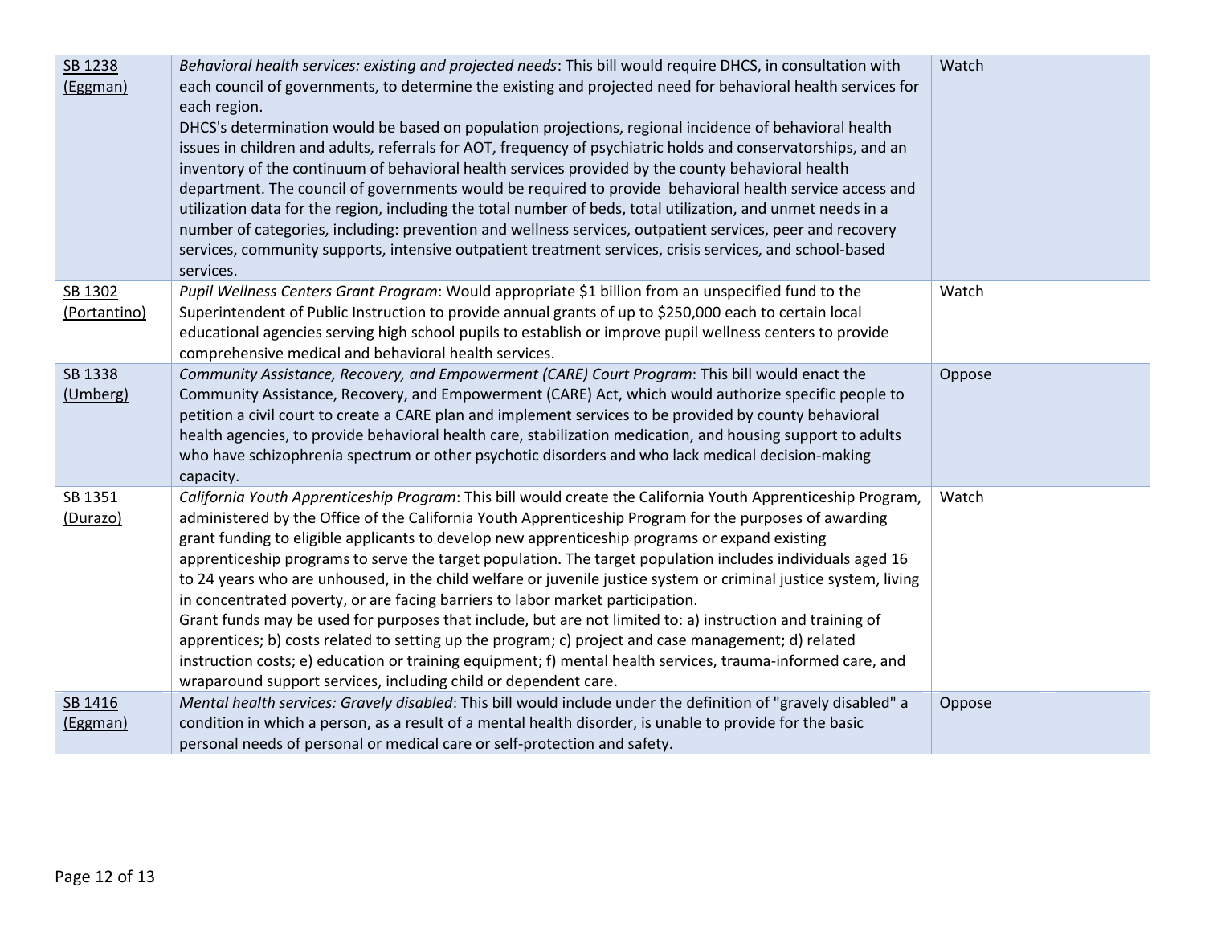| | | | |
|---|---|---|---|
| SB 1238 (Eggman) | *Behavioral health services: existing and projected needs*: This bill would require DHCS, in consultation with each council of governments, to determine the existing and projected need for behavioral health services for each region.<br>DHCS's determination would be based on population projections, regional incidence of behavioral health issues in children and adults, referrals for AOT, frequency of psychiatric holds and conservatorships, and an inventory of the continuum of behavioral health services provided by the county behavioral health department. The council of governments would be required to provide behavioral health service access and utilization data for the region, including the total number of beds, total utilization, and unmet needs in a number of categories, including: prevention and wellness services, outpatient services, peer and recovery services, community supports, intensive outpatient treatment services, crisis services, and school-based services. | Watch | |
| SB 1302 (Portantino) | *Pupil Wellness Centers Grant Program*: Would appropriate $1 billion from an unspecified fund to the Superintendent of Public Instruction to provide annual grants of up to $250,000 each to certain local educational agencies serving high school pupils to establish or improve pupil wellness centers to provide comprehensive medical and behavioral health services. | Watch | |
| SB 1338 (Umberg) | *Community Assistance, Recovery, and Empowerment (CARE) Court Program*: This bill would enact the Community Assistance, Recovery, and Empowerment (CARE) Act, which would authorize specific people to petition a civil court to create a CARE plan and implement services to be provided by county behavioral health agencies, to provide behavioral health care, stabilization medication, and housing support to adults who have schizophrenia spectrum or other psychotic disorders and who lack medical decision-making capacity. | Oppose | |
| SB 1351 (Durazo) | *California Youth Apprenticeship Program*: This bill would create the California Youth Apprenticeship Program, administered by the Office of the California Youth Apprenticeship Program for the purposes of awarding grant funding to eligible applicants to develop new apprenticeship programs or expand existing apprenticeship programs to serve the target population. The target population includes individuals aged 16 to 24 years who are unhoused, in the child welfare or juvenile justice system or criminal justice system, living in concentrated poverty, or are facing barriers to labor market participation.<br>Grant funds may be used for purposes that include, but are not limited to: a) instruction and training of apprentices; b) costs related to setting up the program; c) project and case management; d) related instruction costs; e) education or training equipment; f) mental health services, trauma-informed care, and wraparound support services, including child or dependent care. | Watch | |
| SB 1416 (Eggman) | *Mental health services: Gravely disabled*: This bill would include under the definition of "gravely disabled" a condition in which a person, as a result of a mental health disorder, is unable to provide for the basic personal needs of personal or medical care or self-protection and safety. | Oppose | |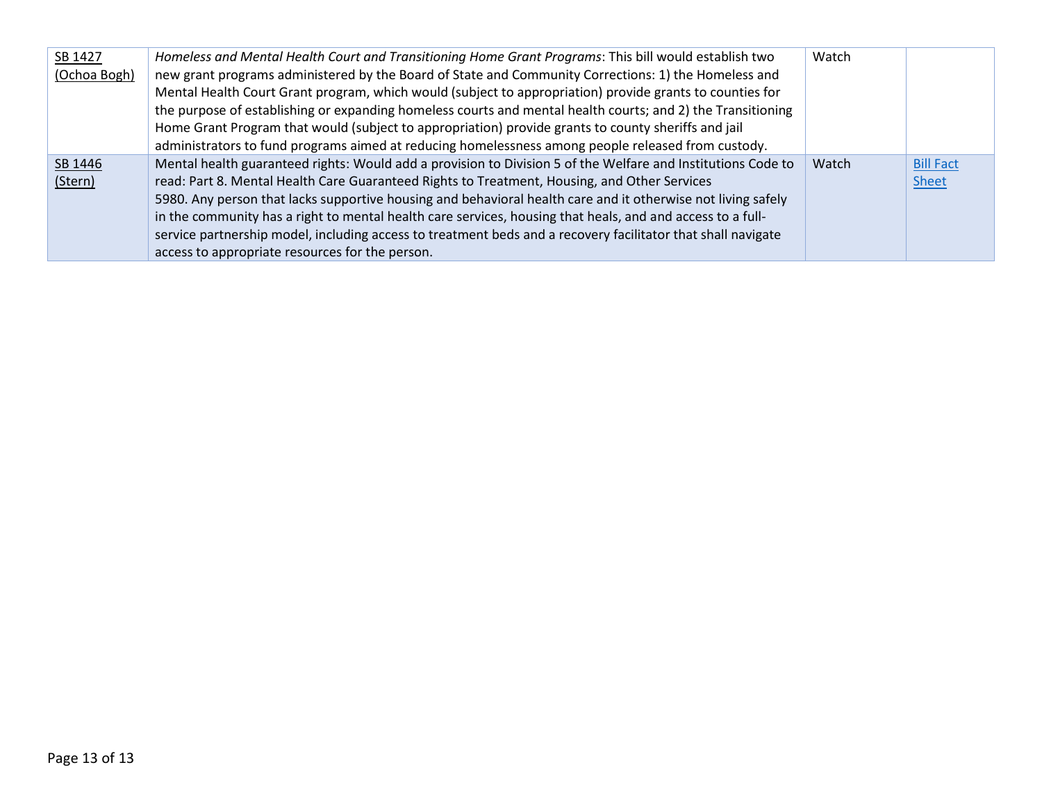| | | | |
|---|---|---|---|
| SB 1427 (Ochoa Bogh) | *Homeless and Mental Health Court and Transitioning Home Grant Programs*: This bill would establish two new grant programs administered by the Board of State and Community Corrections: 1) the Homeless and Mental Health Court Grant program, which would (subject to appropriation) provide grants to counties for the purpose of establishing or expanding homeless courts and mental health courts; and 2) the Transitioning Home Grant Program that would (subject to appropriation) provide grants to county sheriffs and jail administrators to fund programs aimed at reducing homelessness among people released from custody. | Watch | |
| SB 1446 (Stern) | Mental health guaranteed rights: Would add a provision to Division 5 of the Welfare and Institutions Code to read: Part 8. Mental Health Care Guaranteed Rights to Treatment, Housing, and Other Services 5980. Any person that lacks supportive housing and behavioral health care and it otherwise not living safely in the community has a right to mental health care services, housing that heals, and and access to a full-service partnership model, including access to treatment beds and a recovery facilitator that shall navigate access to appropriate resources for the person. | Watch | Bill Fact Sheet |